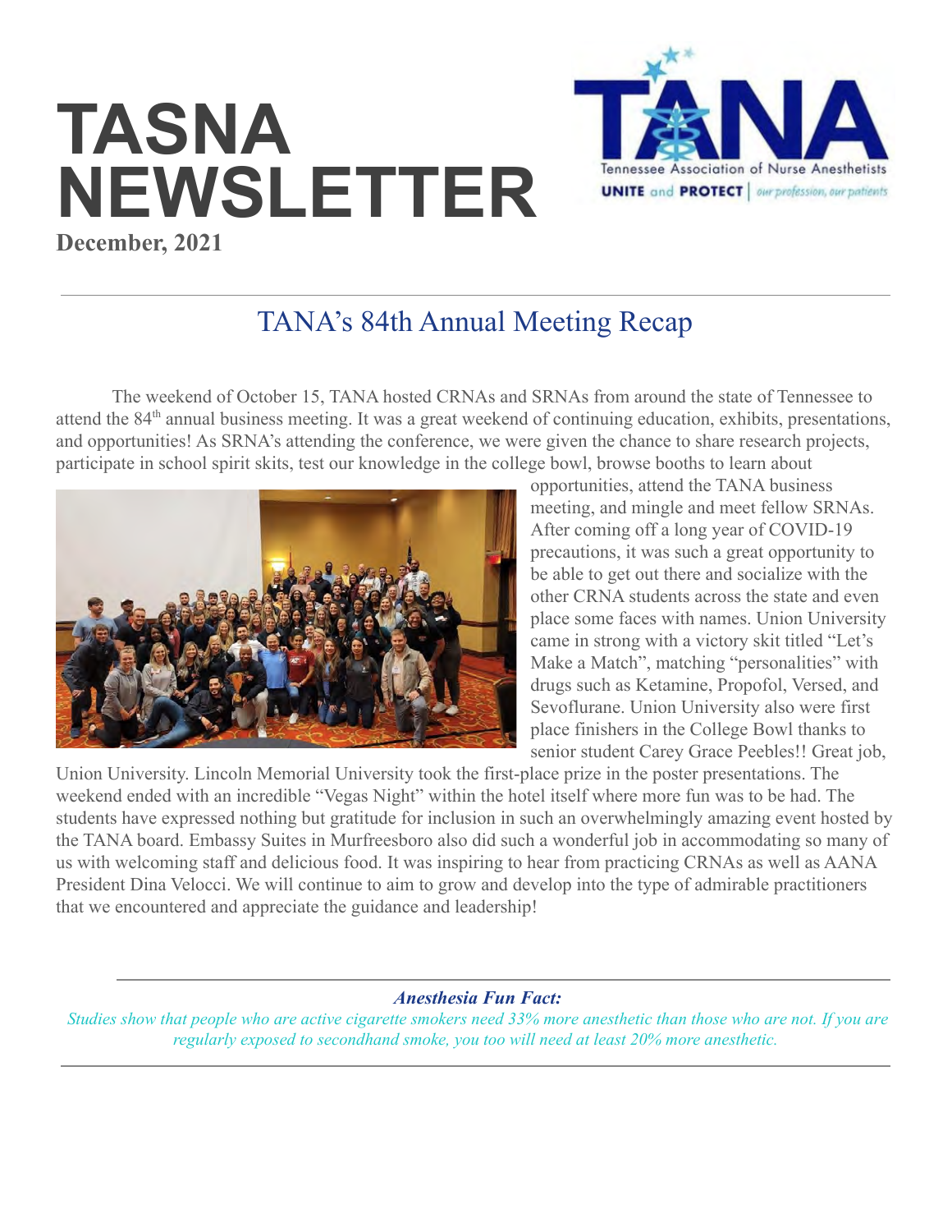# TASNA NEWSLETTER

**December, 2021**

## TANA's 84th Annual Meeting Recap

The weekend of October 15, TANA hosted CRNAs and SRNAs from around the state of Tennessee to attend the 84th annual business meeting. It was a great weekend of continuing education, exhibits, presentations, and opportunities! As SRNA's attending the conference, we were given the chance to share research projects, participate in school spirit skits, test our knowledge in the college bowl, browse booths to learn about opportunities, attend the TANA business meeting, and mingle and meet fellow SRNAs. After coming off a long year of COVID-19 precautions, it was such a great opportunity to be able to get out there and socialize with the other CRNA students across the state and even place some faces with names. Union University came in strong with a victory skit titled "Let's Make a Match", matching "personalities" with drugs such as Ketamine, Propofol, Versed, and Sevoflurane. Union University also were first place finishers in the College Bowl thanks to senior student Carey Grace Peebles!! Great job, Union University. Lincoln Memorial University took the first-place prize in the poster presentations. The weekend ended with an incredible "Vegas Night" within the hotel itself where more fun was to be had. The students have expressed nothing but gratitude for inclusion in such an overwhelmingly amazing event hosted by the TANA board. Embassy Suites in Murfreesboro also did such a wonderful job in accommodating so many of us with welcoming staff and delicious food. It was inspiring to hear from practicing CRNAs as well as AANA President Dina Velocci. We will continue to aim to grow and develop into the type of admirable practitioners that we encountered and appreciate the guidance and leadership!

---

***Anesthesia Fun Fact:***

*Studies show that people who are active cigarette smokers need 33% more anesthetic than those who are not. If you are regularly exposed to secondhand smoke, you too will need at least 20% more anesthetic.*

---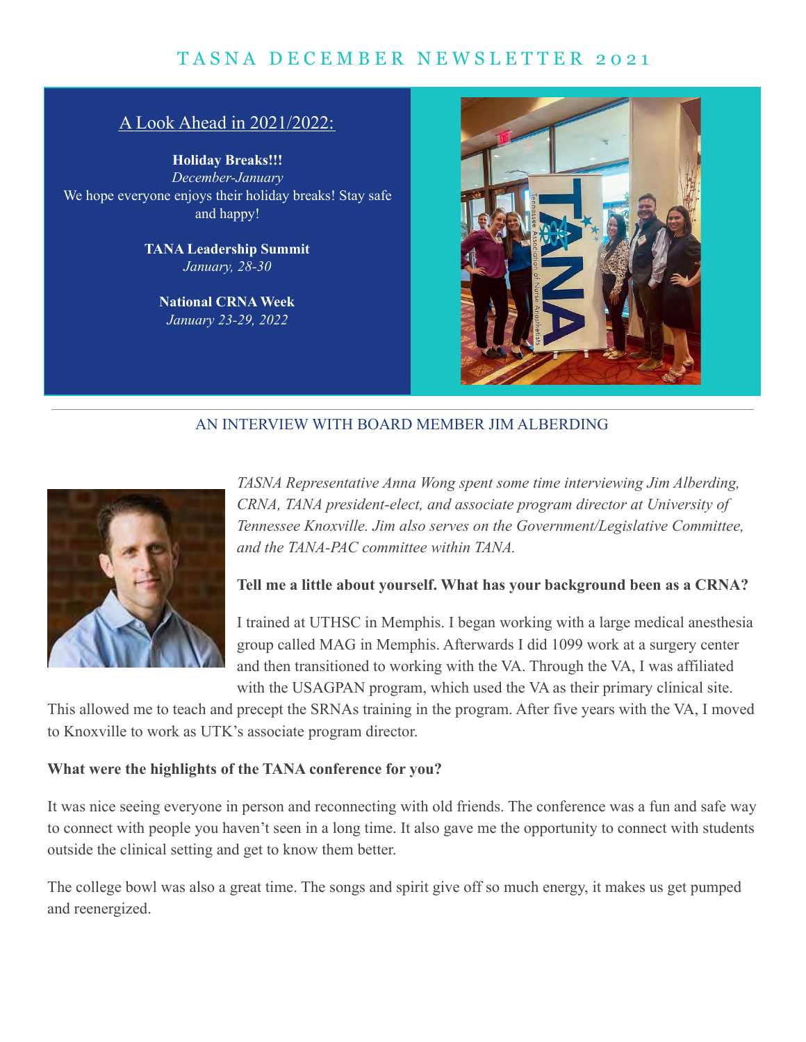# TASNA DECEMBER NEWSLETTER 2021

## A Look Ahead in 2021/2022:

**Holiday Breaks!!!**
*December-January*
We hope everyone enjoys their holiday breaks! Stay safe and happy!

**TANA Leadership Summit**
*January, 28-30*

**National CRNA Week**
*January 23-29, 2022*

## AN INTERVIEW WITH BOARD MEMBER JIM ALBERDING

*TASNA Representative Anna Wong spent some time interviewing Jim Alberding, CRNA, TANA president-elect, and associate program director at University of Tennessee Knoxville. Jim also serves on the Government/Legislative Committee, and the TANA-PAC committee within TANA.*

**Tell me a little about yourself. What has your background been as a CRNA?**

I trained at UTHSC in Memphis. I began working with a large medical anesthesia group called MAG in Memphis. Afterwards I did 1099 work at a surgery center and then transitioned to working with the VA. Through the VA, I was affiliated with the USAGPAN program, which used the VA as their primary clinical site. This allowed me to teach and precept the SRNAs training in the program. After five years with the VA, I moved to Knoxville to work as UTK's associate program director.

**What were the highlights of the TANA conference for you?**

It was nice seeing everyone in person and reconnecting with old friends. The conference was a fun and safe way to connect with people you haven't seen in a long time. It also gave me the opportunity to connect with students outside the clinical setting and get to know them better.

The college bowl was also a great time. The songs and spirit give off so much energy, it makes us get pumped and reenergized.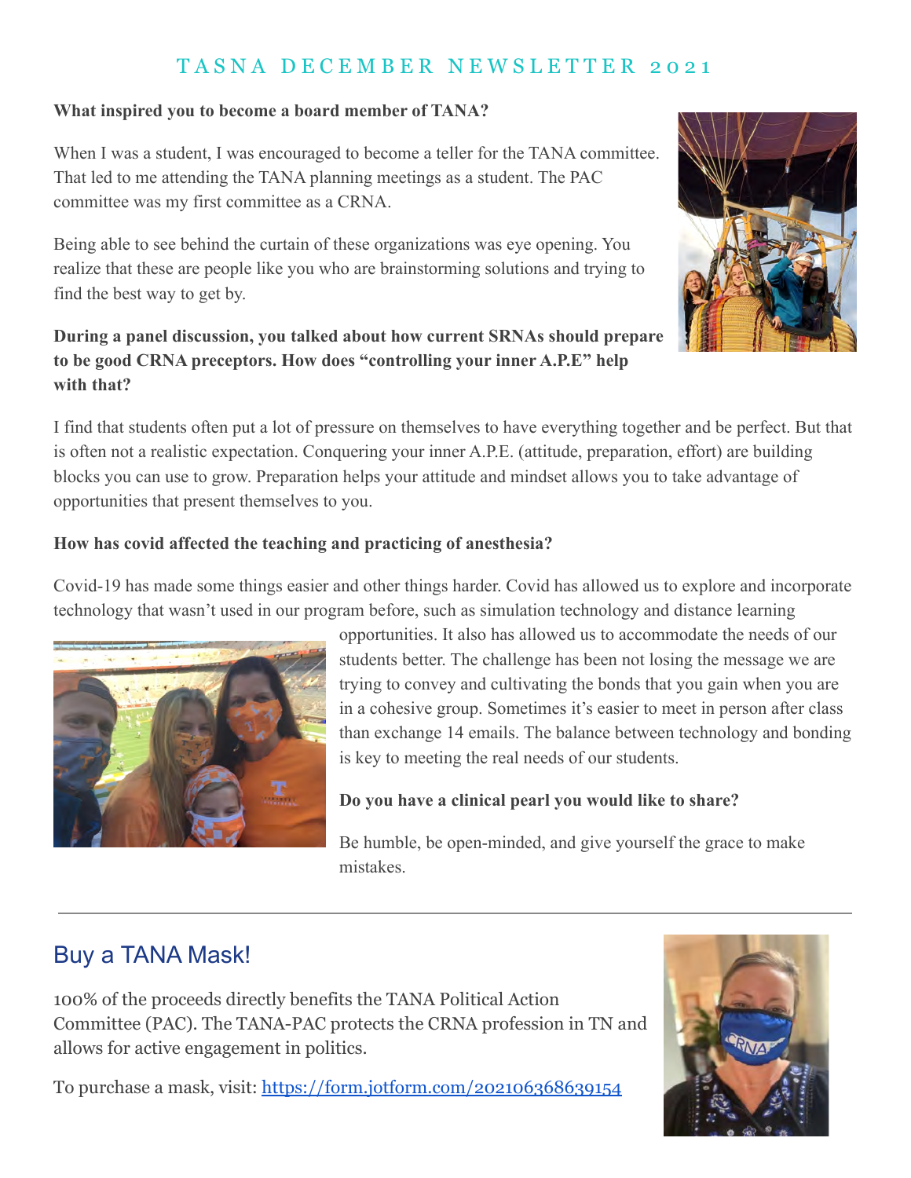**What inspired you to become a board member of TANA?**

When I was a student, I was encouraged to become a teller for the TANA committee. That led to me attending the TANA planning meetings as a student. The PAC committee was my first committee as a CRNA.

Being able to see behind the curtain of these organizations was eye opening. You realize that these are people like you who are brainstorming solutions and trying to find the best way to get by.

**During a panel discussion, you talked about how current SRNAs should prepare to be good CRNA preceptors. How does "controlling your inner A.P.E" help with that?**

I find that students often put a lot of pressure on themselves to have everything together and be perfect. But that is often not a realistic expectation. Conquering your inner A.P.E. (attitude, preparation, effort) are building blocks you can use to grow. Preparation helps your attitude and mindset allows you to take advantage of opportunities that present themselves to you.

**How has covid affected the teaching and practicing of anesthesia?**

Covid-19 has made some things easier and other things harder. Covid has allowed us to explore and incorporate technology that wasn't used in our program before, such as simulation technology and distance learning opportunities. It also has allowed us to accommodate the needs of our students better. The challenge has been not losing the message we are trying to convey and cultivating the bonds that you gain when you are in a cohesive group. Sometimes it's easier to meet in person after class than exchange 14 emails. The balance between technology and bonding is key to meeting the real needs of our students.

**Do you have a clinical pearl you would like to share?**

Be humble, be open-minded, and give yourself the grace to make mistakes.

---

## Buy a TANA Mask!

100% of the proceeds directly benefits the TANA Political Action Committee (PAC). The TANA-PAC protects the CRNA profession in TN and allows for active engagement in politics.

To purchase a mask, visit: https://form.jotform.com/202106368639154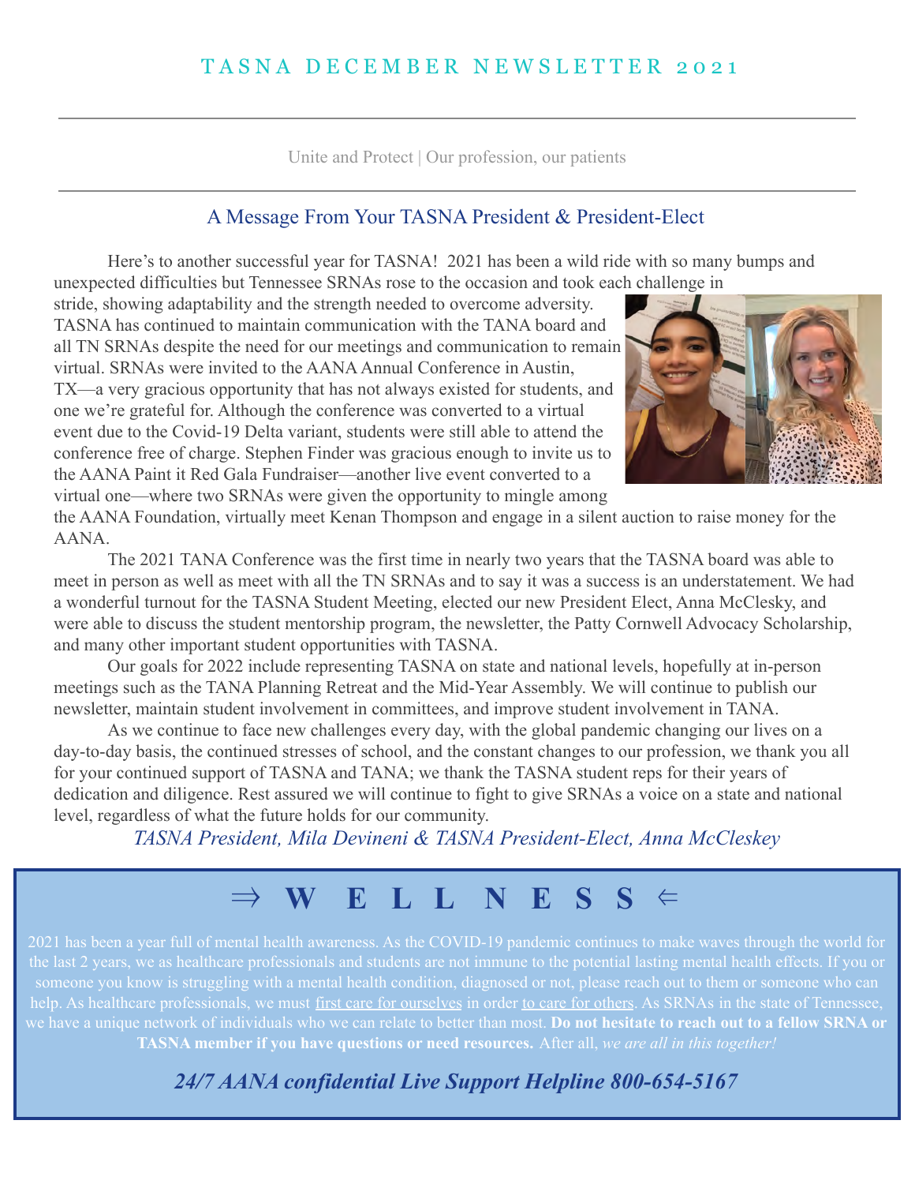# TASNA DECEMBER NEWSLETTER 2021

Unite and Protect | Our profession, our patients

## A Message From Your TASNA President & President-Elect

Here's to another successful year for TASNA! 2021 has been a wild ride with so many bumps and unexpected difficulties but Tennessee SRNAs rose to the occasion and took each challenge in stride, showing adaptability and the strength needed to overcome adversity. TASNA has continued to maintain communication with the TANA board and all TN SRNAs despite the need for our meetings and communication to remain virtual. SRNAs were invited to the AANA Annual Conference in Austin, TX—a very gracious opportunity that has not always existed for students, and one we're grateful for. Although the conference was converted to a virtual event due to the Covid-19 Delta variant, students were still able to attend the conference free of charge. Stephen Finder was gracious enough to invite us to the AANA Paint it Red Gala Fundraiser—another live event converted to a virtual one—where two SRNAs were given the opportunity to mingle among the AANA Foundation, virtually meet Kenan Thompson and engage in a silent auction to raise money for the AANA.

The 2021 TANA Conference was the first time in nearly two years that the TASNA board was able to meet in person as well as meet with all the TN SRNAs and to say it was a success is an understatement. We had a wonderful turnout for the TASNA Student Meeting, elected our new President Elect, Anna McClesky, and were able to discuss the student mentorship program, the newsletter, the Patty Cornwell Advocacy Scholarship, and many other important student opportunities with TASNA.

Our goals for 2022 include representing TASNA on state and national levels, hopefully at in-person meetings such as the TANA Planning Retreat and the Mid-Year Assembly. We will continue to publish our newsletter, maintain student involvement in committees, and improve student involvement in TANA.

As we continue to face new challenges every day, with the global pandemic changing our lives on a day-to-day basis, the continued stresses of school, and the constant changes to our profession, we thank you all for your continued support of TASNA and TANA; we thank the TASNA student reps for their years of dedication and diligence. Rest assured we will continue to fight to give SRNAs a voice on a state and national level, regardless of what the future holds for our community.

*TASNA President, Mila Devineni & TASNA President-Elect, Anna McCleskey*

## ⇒ W E L L N E S S ⇐

2021 has been a year full of mental health awareness. As the COVID-19 pandemic continues to make waves through the world for the last 2 years, we as healthcare professionals and students are not immune to the potential lasting mental health effects. If you or someone you know is struggling with a mental health condition, diagnosed or not, please reach out to them or someone who can help. As healthcare professionals, we must first care for ourselves in order to care for others. As SRNAs in the state of Tennessee, we have a unique network of individuals who we can relate to better than most. **Do not hesitate to reach out to a fellow SRNA or TASNA member if you have questions or need resources.** After all, *we are all in this together!*

***24/7 AANA confidential Live Support Helpline 800-654-5167***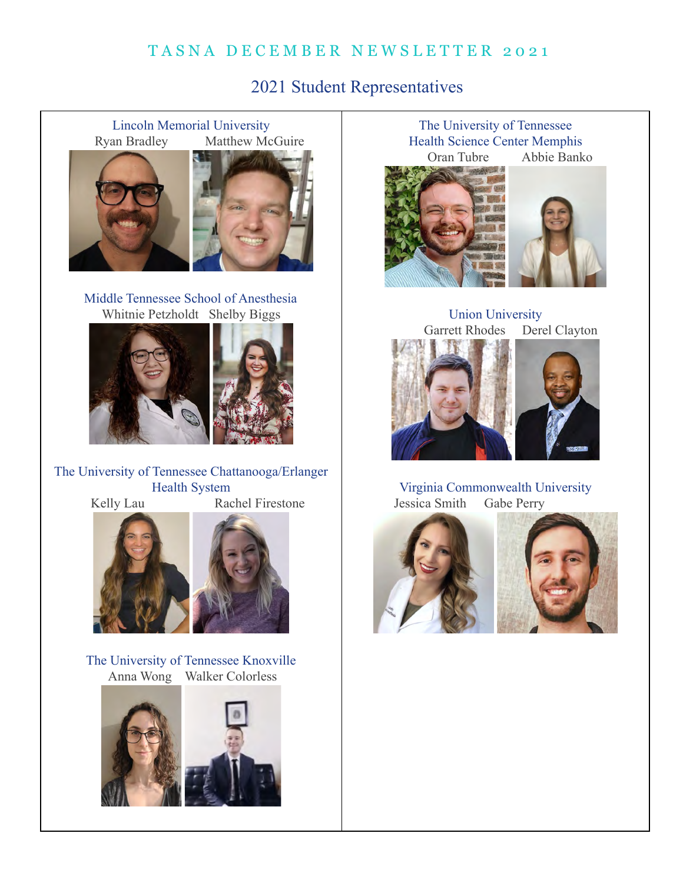## 2021 Student Representatives

**Lincoln Memorial University**
Ryan Bradley  Matthew McGuire

**Middle Tennessee School of Anesthesia**
Whitnie Petzholdt  Shelby Biggs

**The University of Tennessee Chattanooga/Erlanger Health System**
Kelly Lau  Rachel Firestone

**The University of Tennessee Knoxville**
Anna Wong  Walker Colorless

**The University of Tennessee Health Science Center Memphis**
Oran Tubre  Abbie Banko

**Union University**
Garrett Rhodes  Derel Clayton

**Virginia Commonwealth University**
Jessica Smith  Gabe Perry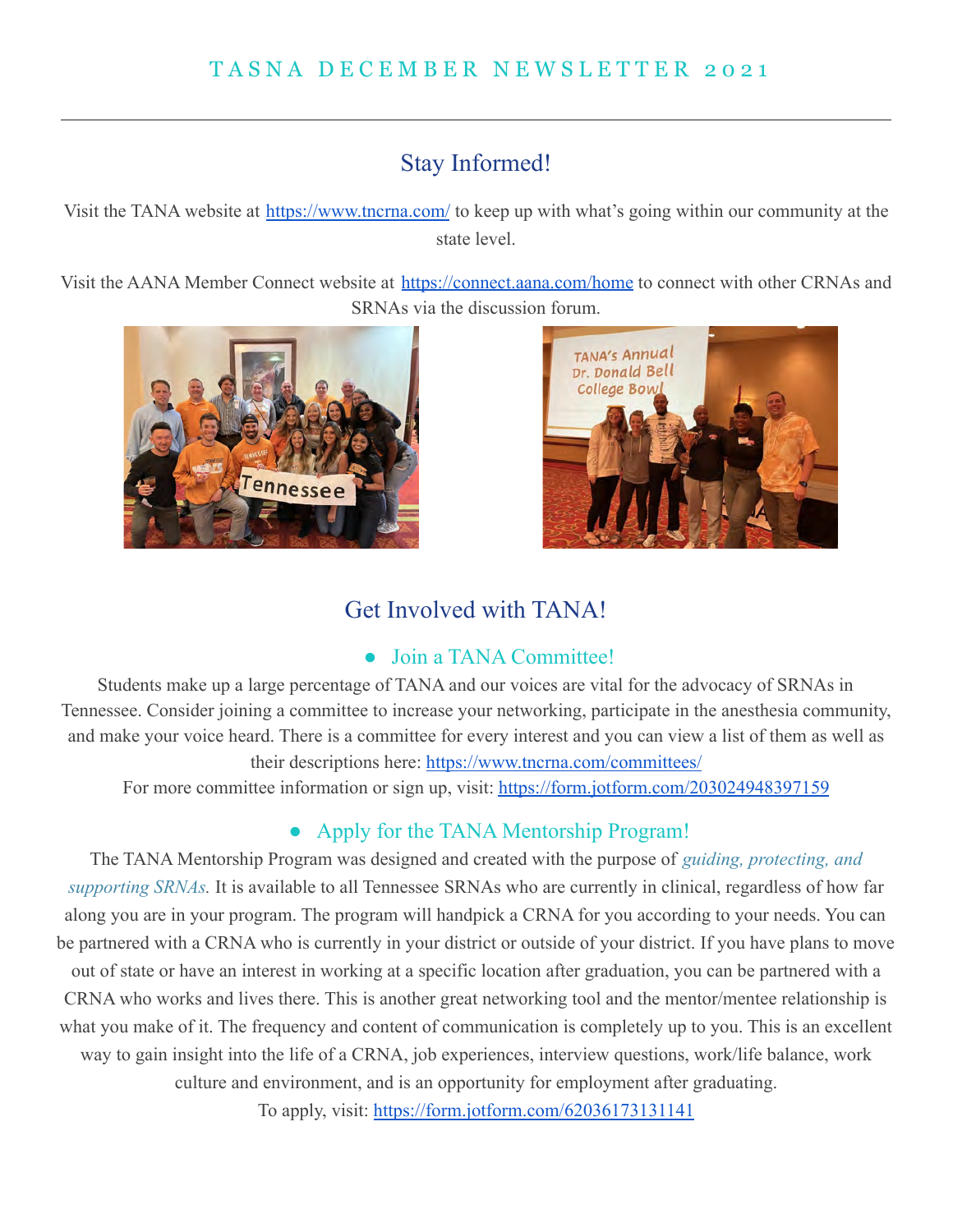TASNA DECEMBER NEWSLETTER 2021

## Stay Informed!

Visit the TANA website at https://www.tncrna.com/ to keep up with what's going within our community at the state level.

Visit the AANA Member Connect website at https://connect.aana.com/home to connect with other CRNAs and SRNAs via the discussion forum.

## Get Involved with TANA!

- Join a TANA Committee!

Students make up a large percentage of TANA and our voices are vital for the advocacy of SRNAs in Tennessee. Consider joining a committee to increase your networking, participate in the anesthesia community, and make your voice heard. There is a committee for every interest and you can view a list of them as well as their descriptions here: https://www.tncrna.com/committees/

For more committee information or sign up, visit: https://form.jotform.com/203024948397159

- Apply for the TANA Mentorship Program!

The TANA Mentorship Program was designed and created with the purpose of *guiding, protecting, and supporting SRNAs.* It is available to all Tennessee SRNAs who are currently in clinical, regardless of how far along you are in your program. The program will handpick a CRNA for you according to your needs. You can be partnered with a CRNA who is currently in your district or outside of your district. If you have plans to move out of state or have an interest in working at a specific location after graduation, you can be partnered with a CRNA who works and lives there. This is another great networking tool and the mentor/mentee relationship is what you make of it. The frequency and content of communication is completely up to you. This is an excellent way to gain insight into the life of a CRNA, job experiences, interview questions, work/life balance, work culture and environment, and is an opportunity for employment after graduating.

To apply, visit: https://form.jotform.com/62036173131141